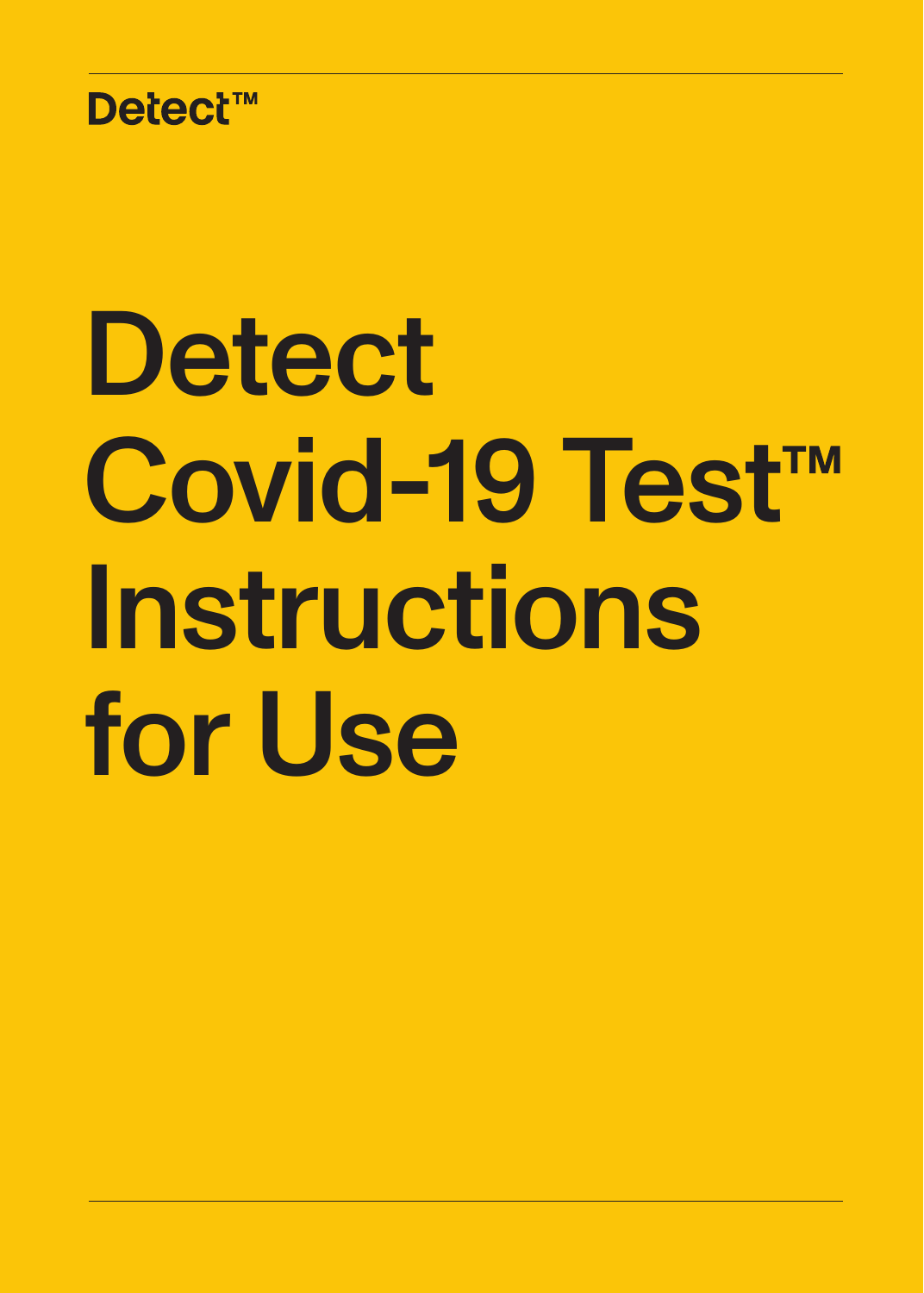Detect™

# Detect Covid-19 Test™ Instructions for Use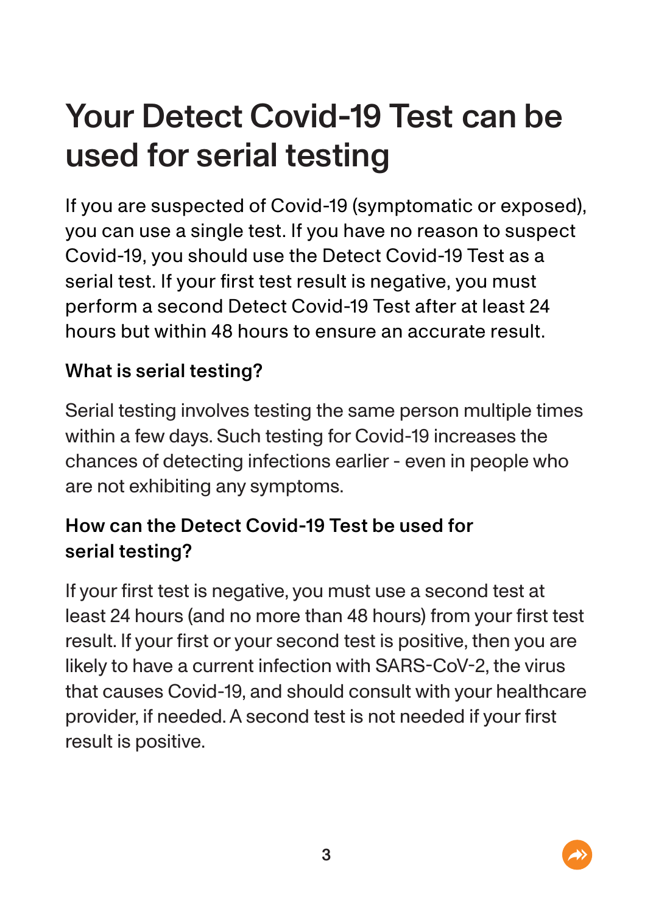# Your Detect Covid-19 Test can be used for serial testing

If you are suspected of Covid-19 (symptomatic or exposed), you can use a single test. If you have no reason to suspect Covid-19, you should use the Detect Covid-19 Test as a serial test. If your first test result is negative, you must perform a second Detect Covid-19 Test after at least 24 hours but within 48 hours to ensure an accurate result.

### What is serial testing?

Serial testing involves testing the same person multiple times within a few days. Such testing for Covid-19 increases the chances of detecting infections earlier - even in people who are not exhibiting any symptoms.

### How can the Detect Covid-19 Test be used for serial testing?

If your first test is negative, you must use a second test at least 24 hours (and no more than 48 hours) from your first test result. If your first or your second test is positive, then you are likely to have a current infection with SARS-CoV-2, the virus that causes Covid-19, and should consult with your healthcare provider, if needed. A second test is not needed if your first result is positive.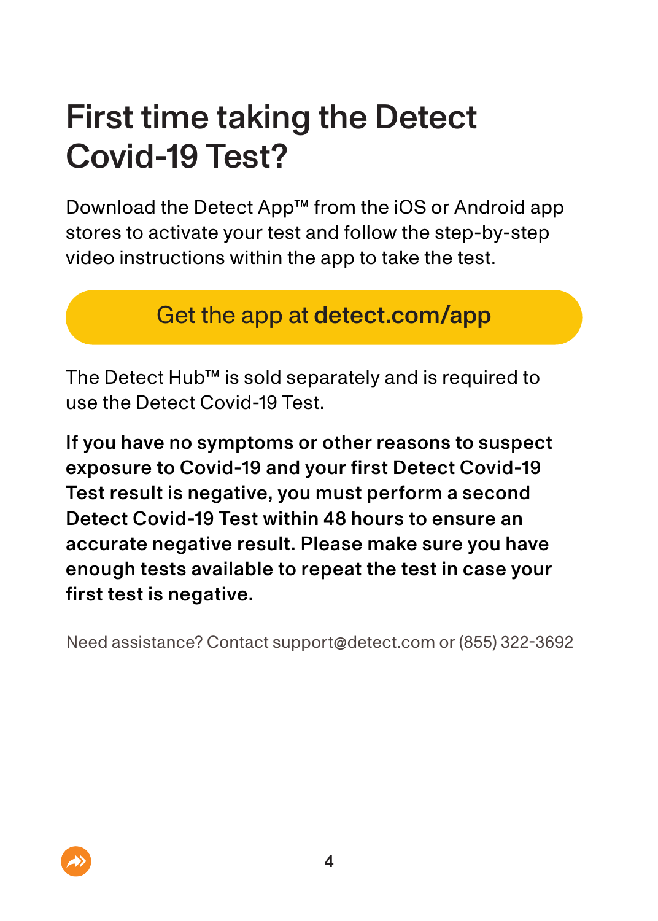# First time taking the Detect Covid-19 Test?

Download the Detect App™ from the iOS or Android app stores to activate your test and follow the step-by-step video instructions within the app to take the test.

Get the app at **detect.com/app**

The Detect Hub™ is sold separately and is required to use the Detect Covid-19 Test.

**If you have no symptoms or other reasons to suspect exposure to Covid-19 and your first Detect Covid-19 Test result is negative, you must perform a second Detect Covid-19 Test within 48 hours to ensure an accurate negative result. Please make sure you have enough tests available to repeat the test in case your first test is negative.**

Need assistance? Contact support@detect.com or (855) 322-3692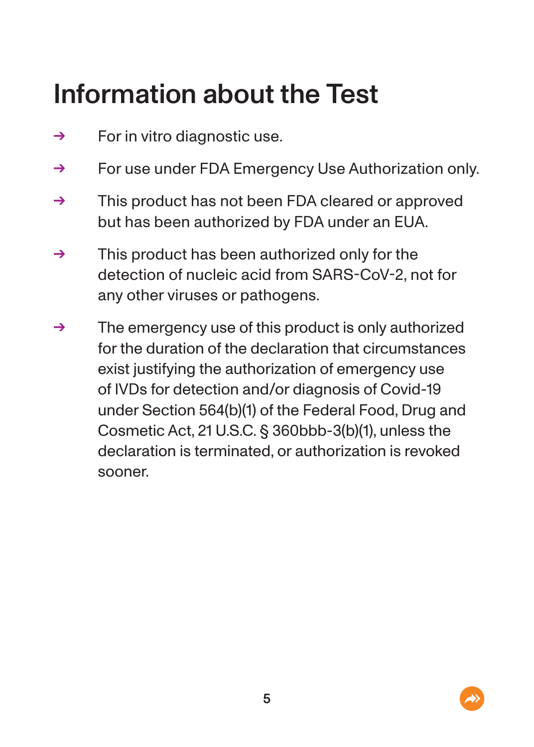# Information about the Test

- For in vitro diagnostic use.
- For use under FDA Emergency Use Authorization only.
- This product has not been FDA cleared or approved but has been authorized by FDA under an EUA.
- This product has been authorized only for the detection of nucleic acid from SARS-CoV-2, not for any other viruses or pathogens.
- The emergency use of this product is only authorized for the duration of the declaration that circumstances exist justifying the authorization of emergency use of IVDs for detection and/or diagnosis of Covid-19 under Section 564(b)(1) of the Federal Food, Drug and Cosmetic Act, 21 U.S.C. § 360bbb-3(b)(1), unless the declaration is terminated, or authorization is revoked sooner.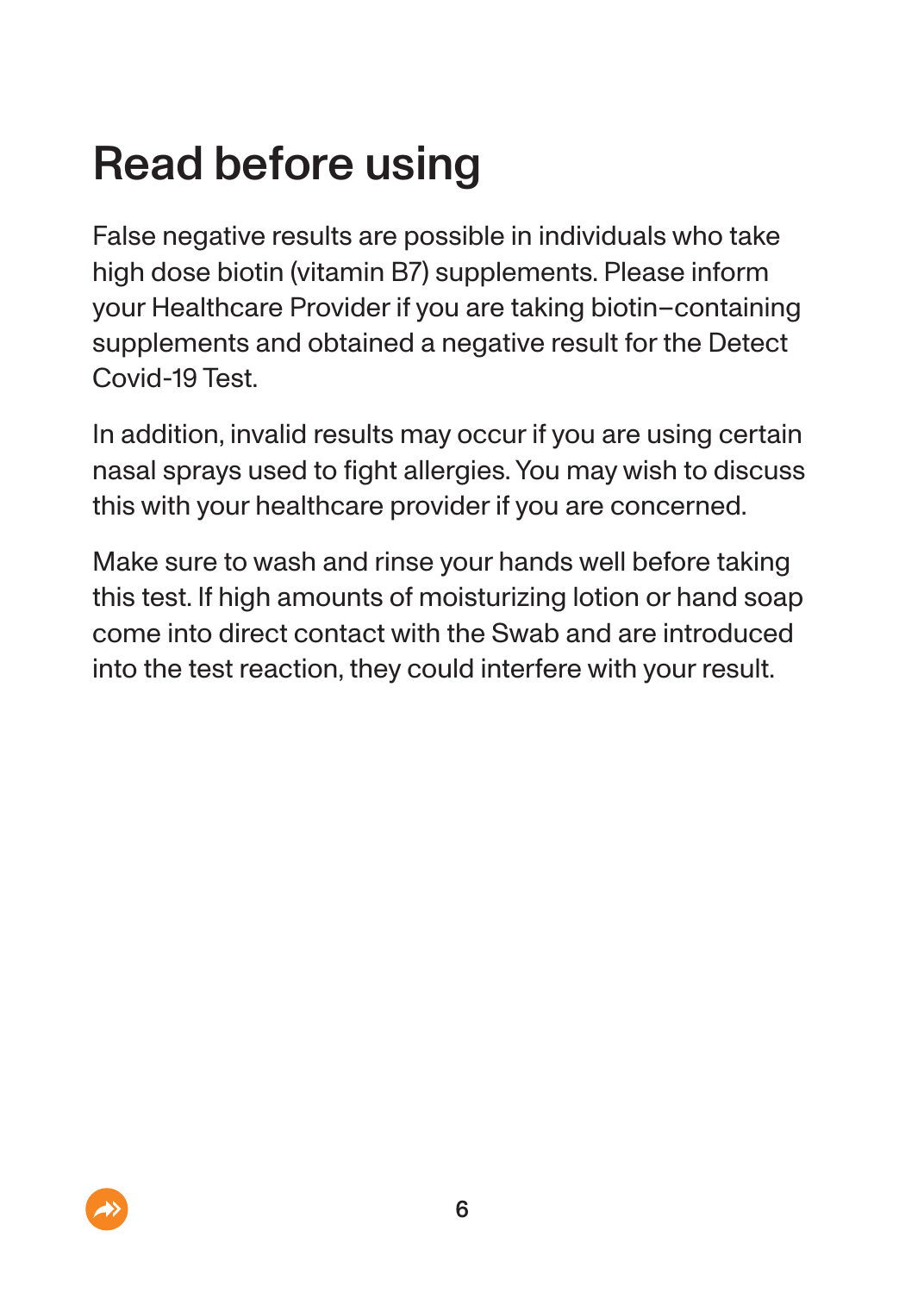# Read before using

False negative results are possible in individuals who take high dose biotin (vitamin B7) supplements. Please inform your Healthcare Provider if you are taking biotin–containing supplements and obtained a negative result for the Detect Covid-19 Test.

In addition, invalid results may occur if you are using certain nasal sprays used to fight allergies. You may wish to discuss this with your healthcare provider if you are concerned.

Make sure to wash and rinse your hands well before taking this test. If high amounts of moisturizing lotion or hand soap come into direct contact with the Swab and are introduced into the test reaction, they could interfere with your result.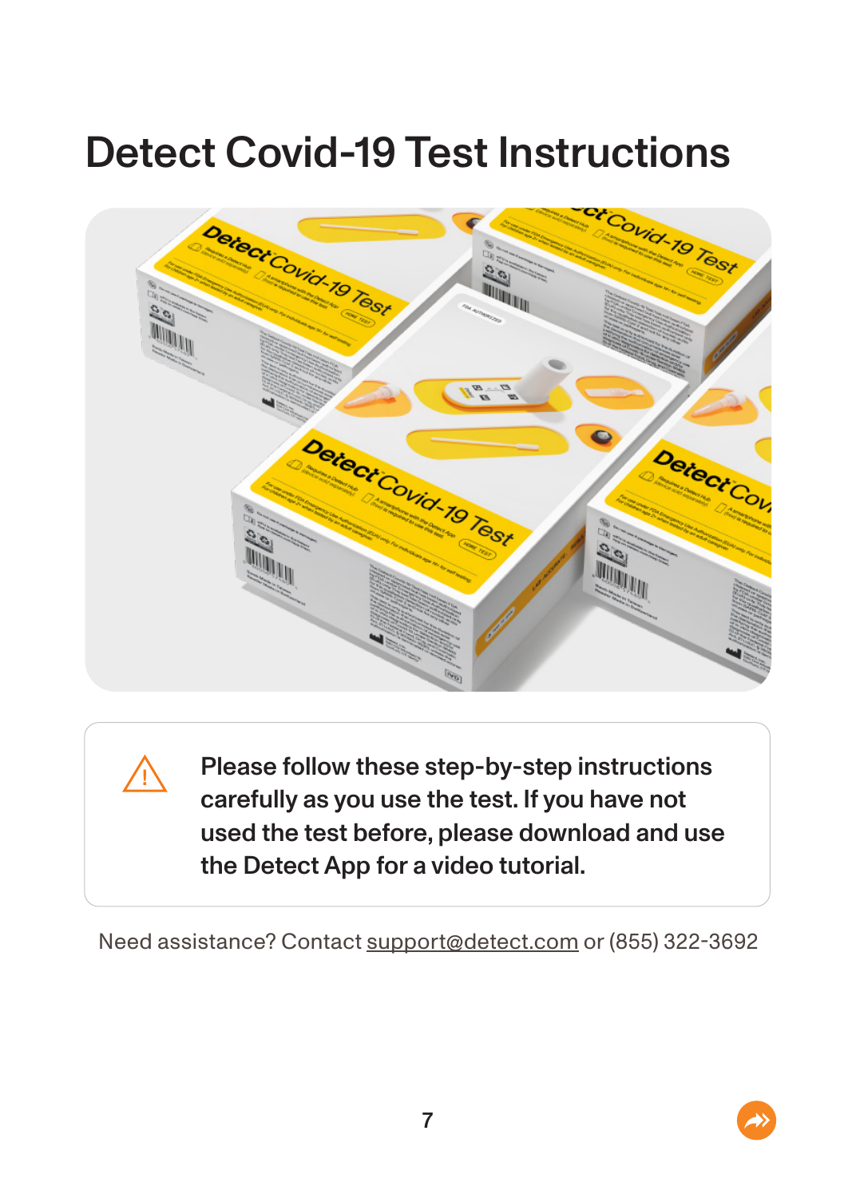# Detect Covid-19 Test Instructions

⚠ **Please follow these step-by-step instructions carefully as you use the test. If you have not used the test before, please download and use the Detect App for a video tutorial.**

Need assistance? Contact support@detect.com or (855) 322-3692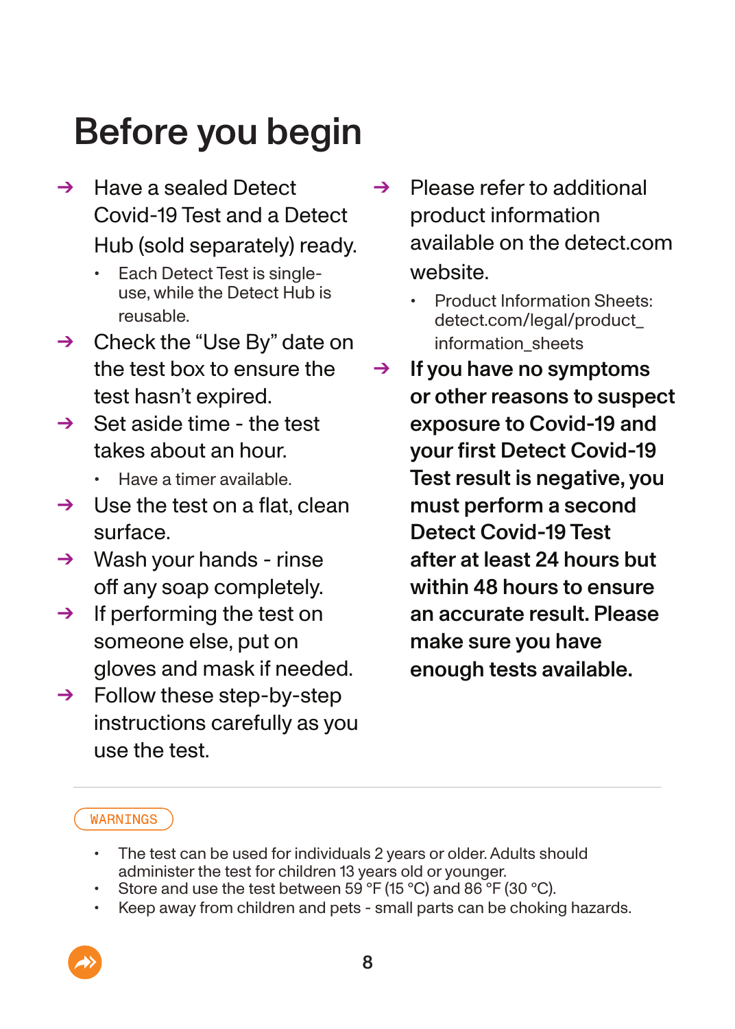# Before you begin

- Have a sealed Detect Covid-19 Test and a Detect Hub (sold separately) ready.
  - Each Detect Test is single-use, while the Detect Hub is reusable.
- Check the "Use By" date on the test box to ensure the test hasn't expired.
- Set aside time - the test takes about an hour.
  - Have a timer available.
- Use the test on a flat, clean surface.
- Wash your hands - rinse off any soap completely.
- If performing the test on someone else, put on gloves and mask if needed.
- Follow these step-by-step instructions carefully as you use the test.
- Please refer to additional product information available on the detect.com website.
  - Product Information Sheets: detect.com/legal/product_information_sheets
- **If you have no symptoms or other reasons to suspect exposure to Covid-19 and your first Detect Covid-19 Test result is negative, you must perform a second Detect Covid-19 Test after at least 24 hours but within 48 hours to ensure an accurate result. Please make sure you have enough tests available.**

---

WARNINGS

- The test can be used for individuals 2 years or older. Adults should administer the test for children 13 years old or younger.
- Store and use the test between 59 °F (15 °C) and 86 °F (30 °C).
- Keep away from children and pets - small parts can be choking hazards.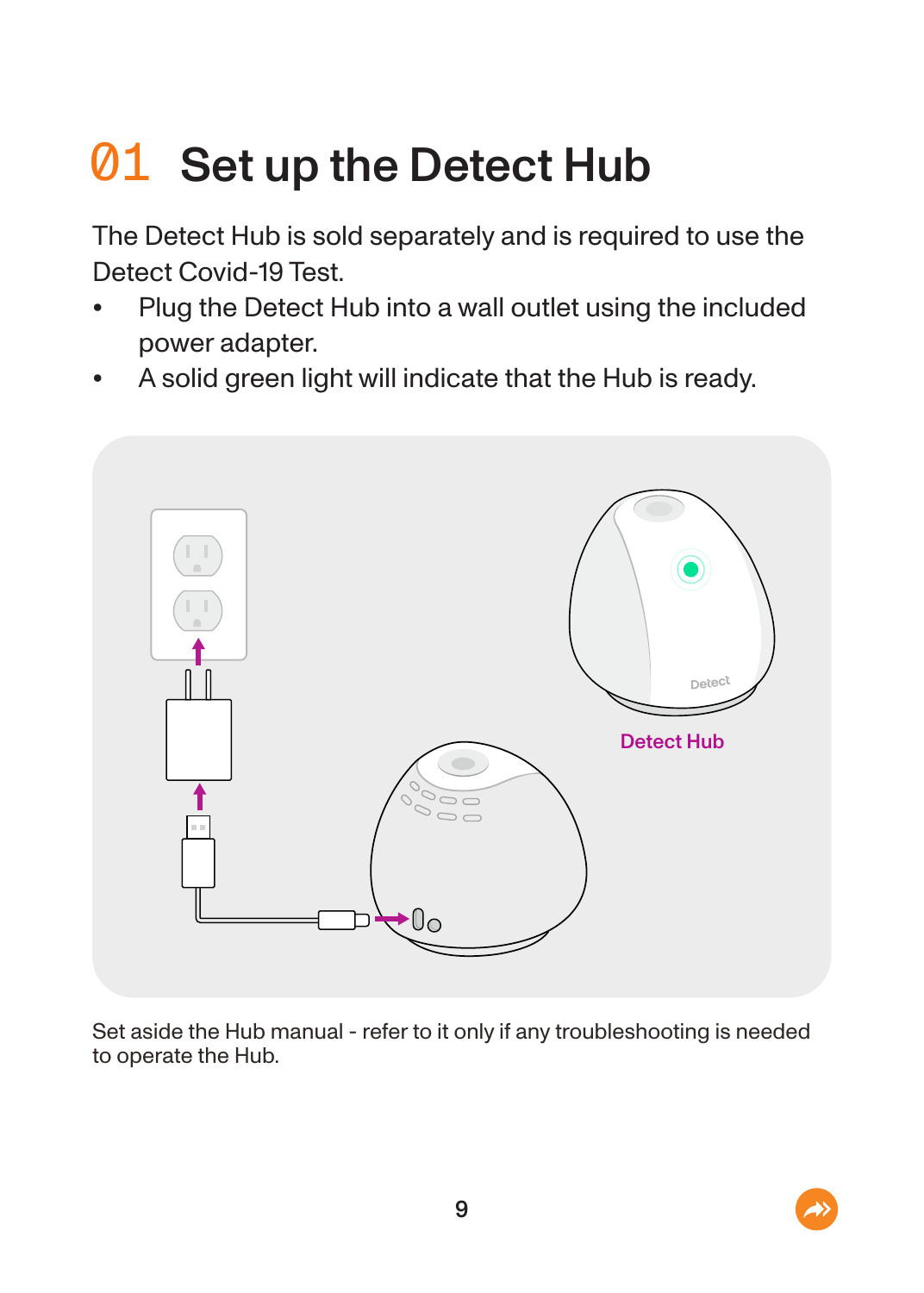# 01 Set up the Detect Hub

The Detect Hub is sold separately and is required to use the Detect Covid-19 Test.

- Plug the Detect Hub into a wall outlet using the included power adapter.
- A solid green light will indicate that the Hub is ready.

Detect Hub

Set aside the Hub manual - refer to it only if any troubleshooting is needed to operate the Hub.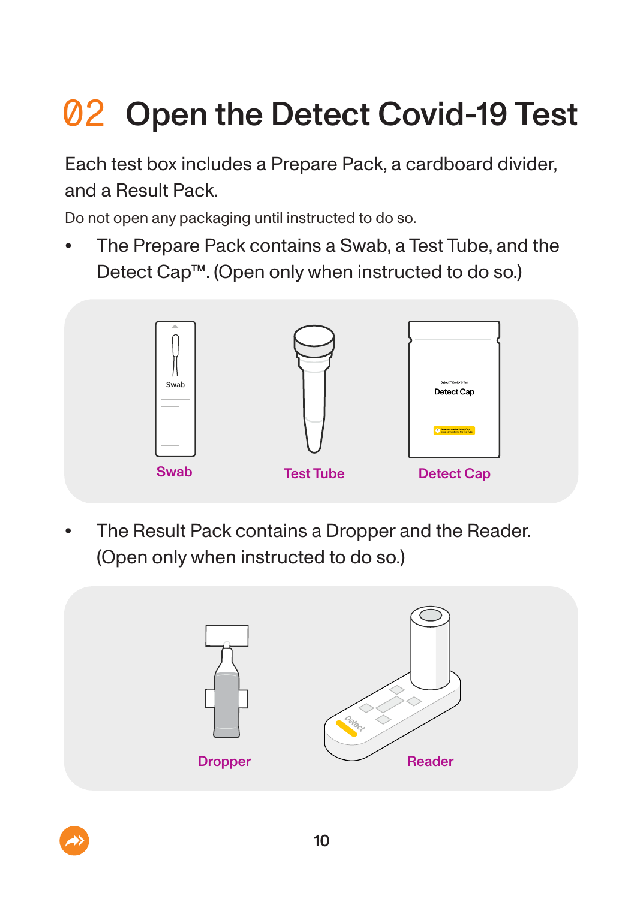# 02 Open the Detect Covid-19 Test

Each test box includes a Prepare Pack, a cardboard divider, and a Result Pack.

Do not open any packaging until instructed to do so.

- The Prepare Pack contains a Swab, a Test Tube, and the Detect Cap™. (Open only when instructed to do so.)

Swab Test Tube Detect Cap

- The Result Pack contains a Dropper and the Reader. (Open only when instructed to do so.)

Dropper Reader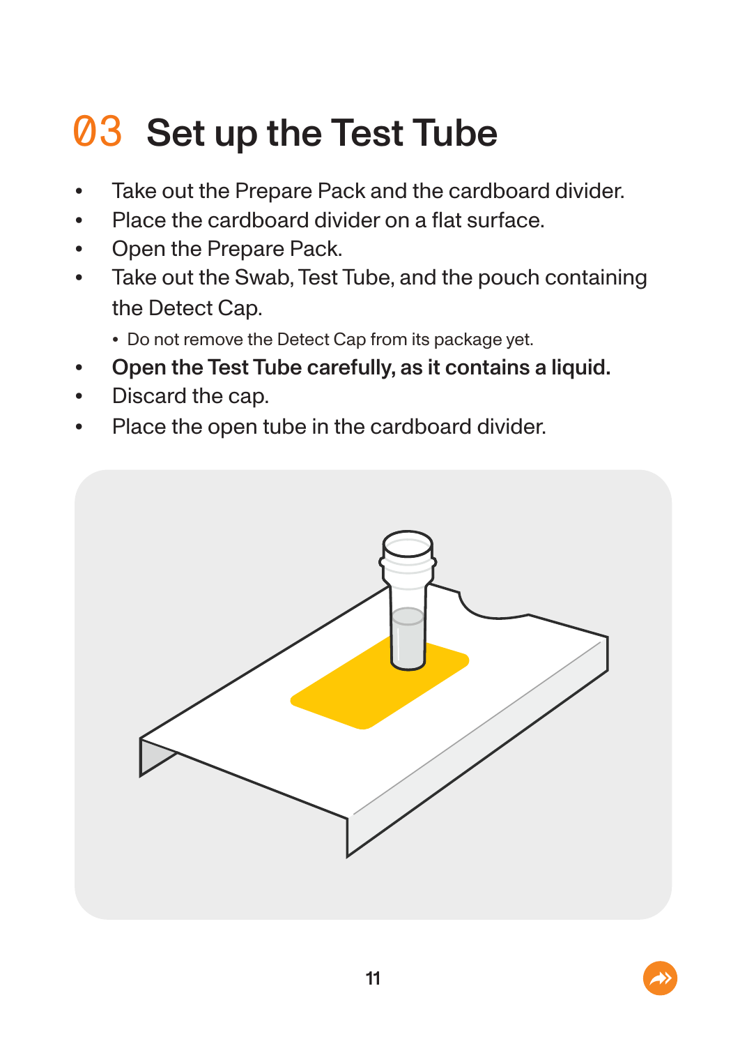# 03 Set up the Test Tube

- Take out the Prepare Pack and the cardboard divider.
- Place the cardboard divider on a flat surface.
- Open the Prepare Pack.
- Take out the Swab, Test Tube, and the pouch containing the Detect Cap.
  - Do not remove the Detect Cap from its package yet.
- **Open the Test Tube carefully, as it contains a liquid.**
- Discard the cap.
- Place the open tube in the cardboard divider.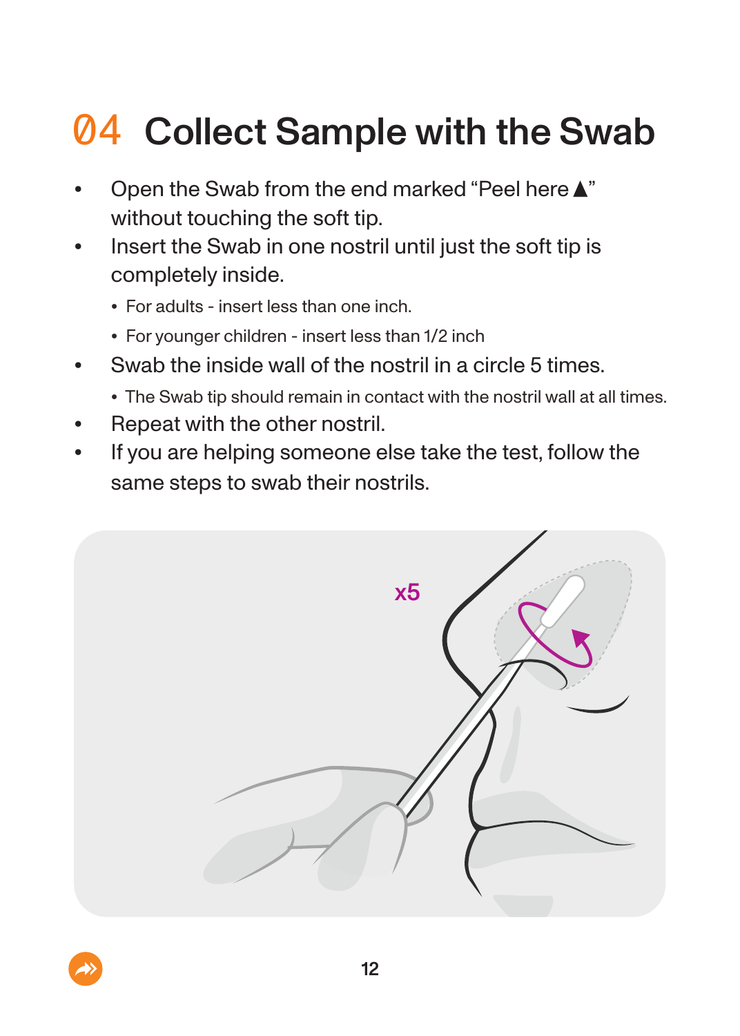## 04 Collect Sample with the Swab

- Open the Swab from the end marked "Peel here ▲" without touching the soft tip.
- Insert the Swab in one nostril until just the soft tip is completely inside.
  - For adults - insert less than one inch.
  - For younger children - insert less than 1/2 inch
- Swab the inside wall of the nostril in a circle 5 times.
  - The Swab tip should remain in contact with the nostril wall at all times.
- Repeat with the other nostril.
- If you are helping someone else take the test, follow the same steps to swab their nostrils.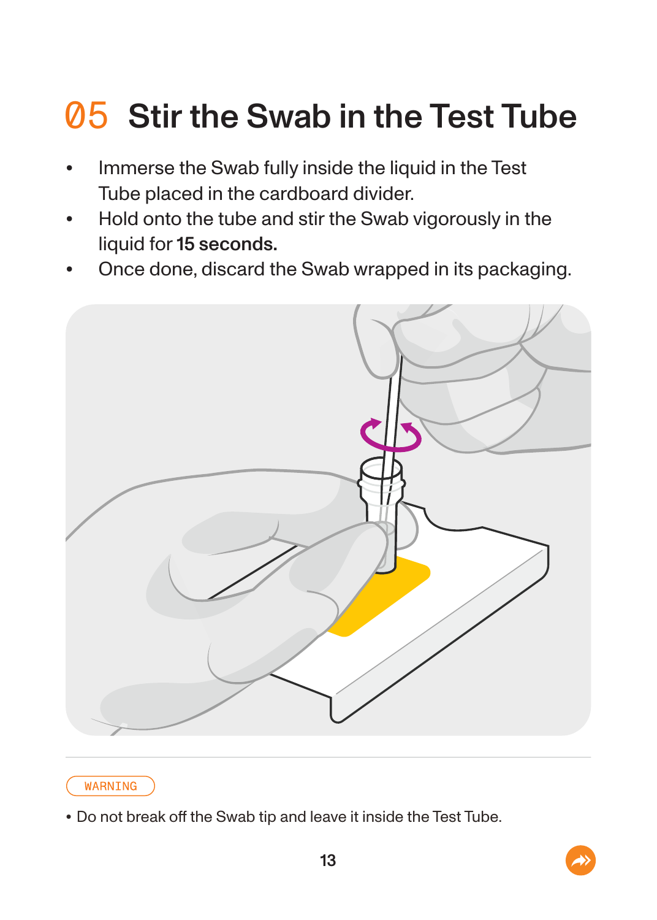# 05 Stir the Swab in the Test Tube

- Immerse the Swab fully inside the liquid in the Test Tube placed in the cardboard divider.
- Hold onto the tube and stir the Swab vigorously in the liquid for **15 seconds.**
- Once done, discard the Swab wrapped in its packaging.

WARNING

- Do not break off the Swab tip and leave it inside the Test Tube.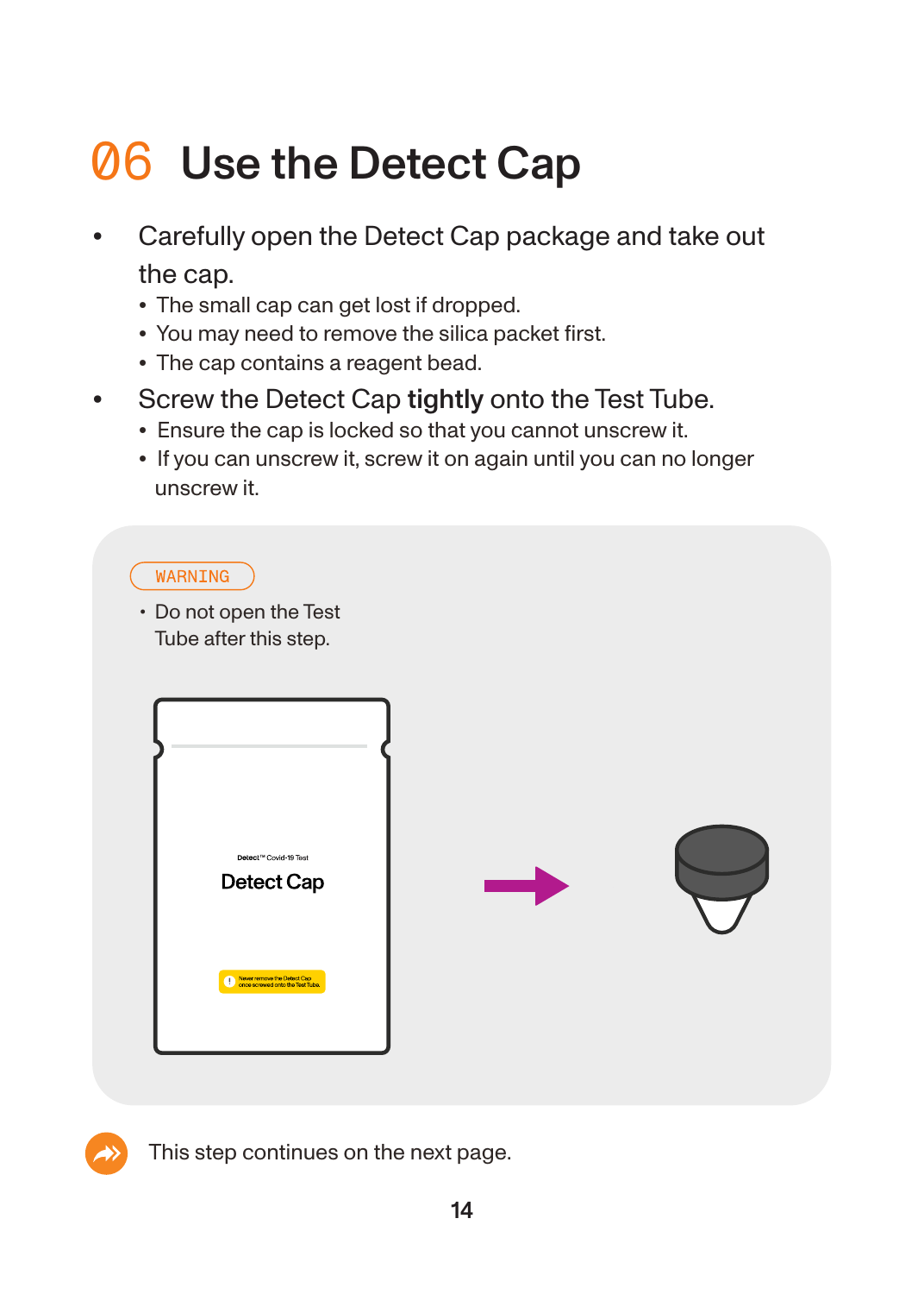# 06 Use the Detect Cap

- Carefully open the Detect Cap package and take out the cap.
  - The small cap can get lost if dropped.
  - You may need to remove the silica packet first.
  - The cap contains a reagent bead.
- Screw the Detect Cap **tightly** onto the Test Tube.
  - Ensure the cap is locked so that you cannot unscrew it.
  - If you can unscrew it, screw it on again until you can no longer unscrew it.

WARNING

- Do not open the Test Tube after this step.

Detect™ Covid-19 Test

Detect Cap

Never remove the Detect Cap once screwed onto the Test Tube.

This step continues on the next page.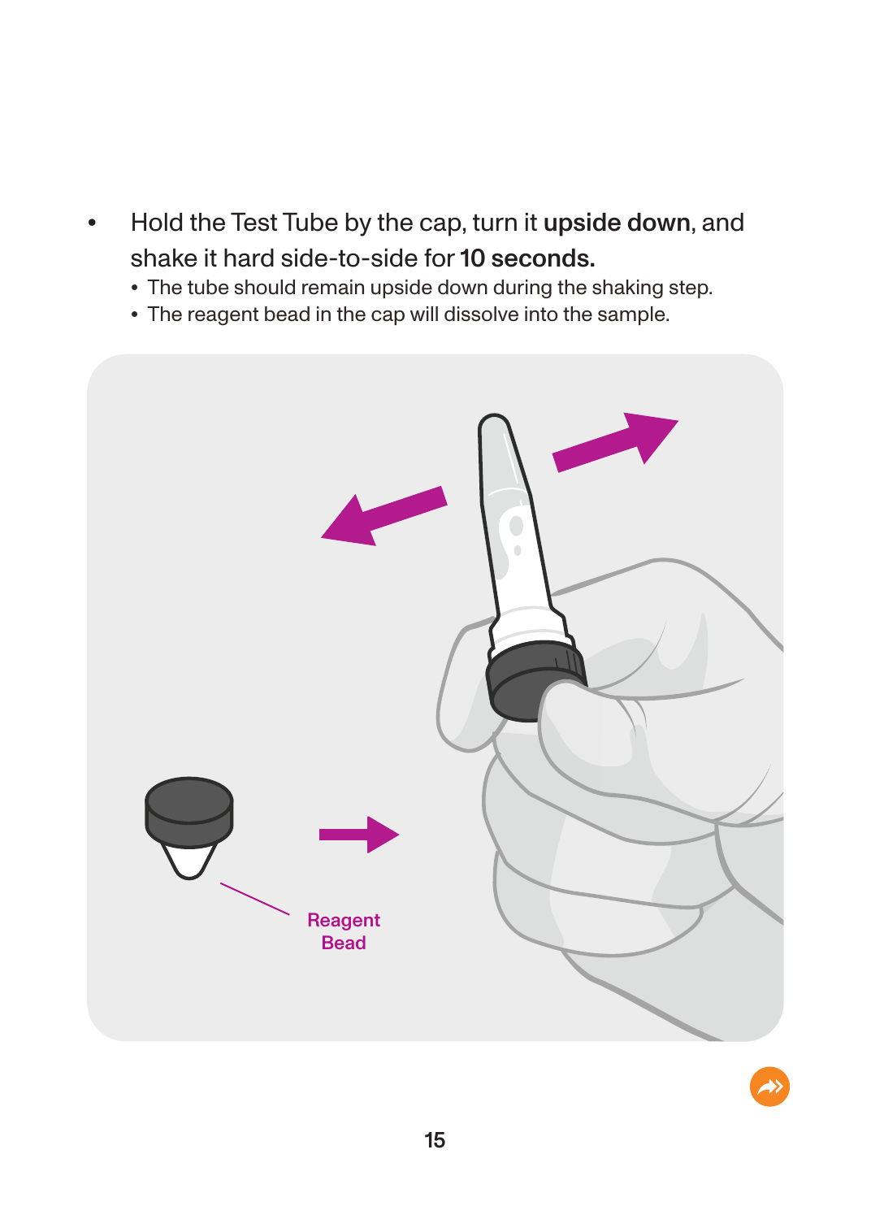- Hold the Test Tube by the cap, turn it **upside down**, and shake it hard side-to-side for **10 seconds.**
  - The tube should remain upside down during the shaking step.
  - The reagent bead in the cap will dissolve into the sample.

Reagent Bead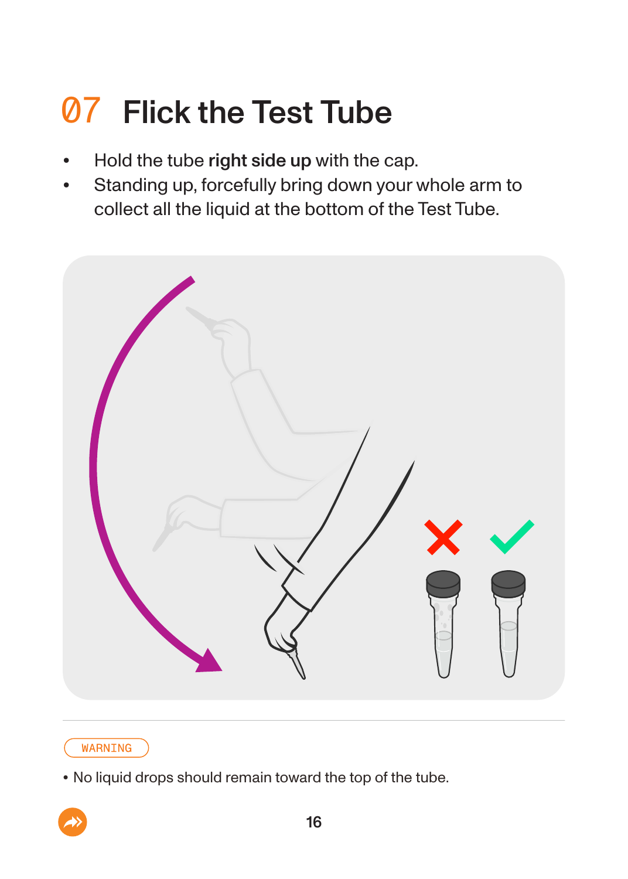## 07 Flick the Test Tube

- Hold the tube **right side up** with the cap.
- Standing up, forcefully bring down your whole arm to collect all the liquid at the bottom of the Test Tube.

WARNING

- No liquid drops should remain toward the top of the tube.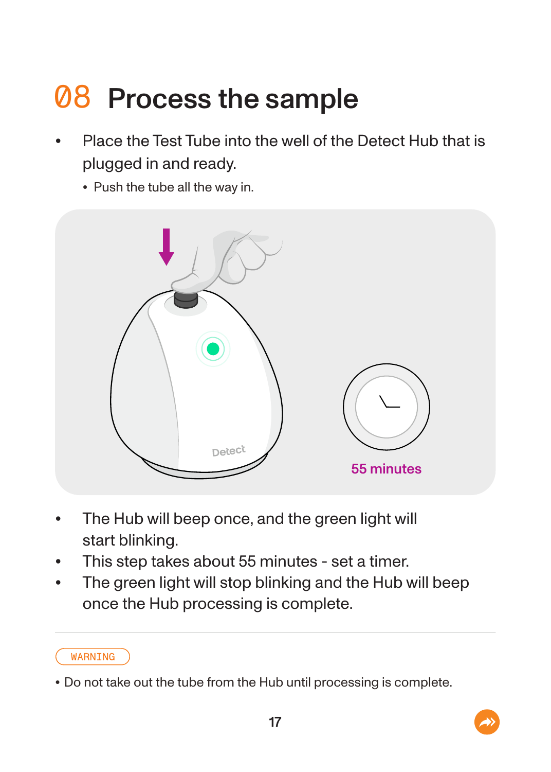# 08 Process the sample

- Place the Test Tube into the well of the Detect Hub that is plugged in and ready.
  - Push the tube all the way in.

55 minutes

- The Hub will beep once, and the green light will start blinking.
- This step takes about 55 minutes - set a timer.
- The green light will stop blinking and the Hub will beep once the Hub processing is complete.

---

WARNING

- Do not take out the tube from the Hub until processing is complete.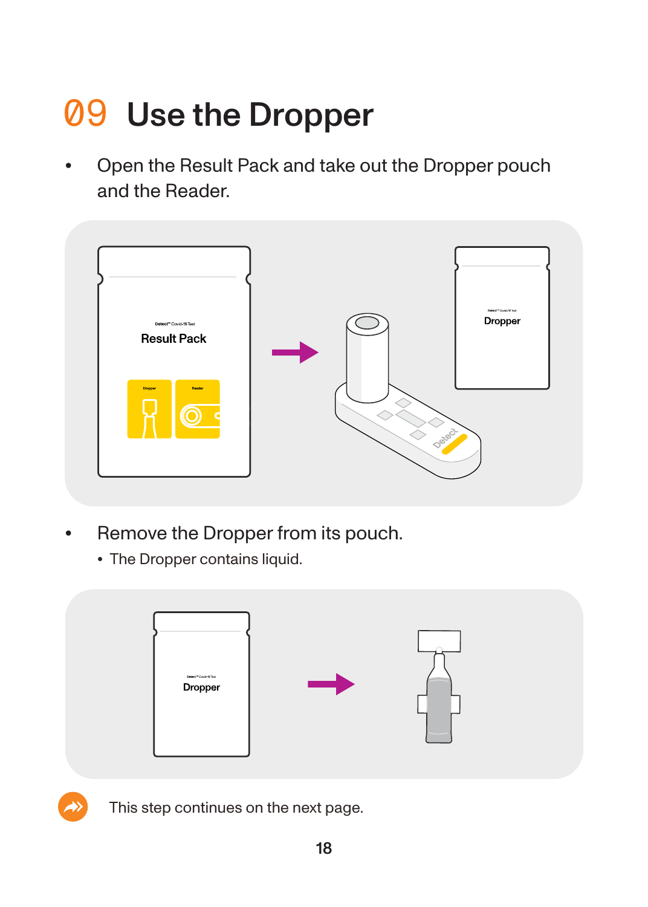# 09 Use the Dropper

- Open the Result Pack and take out the Dropper pouch and the Reader.

- Remove the Dropper from its pouch.
  - The Dropper contains liquid.

This step continues on the next page.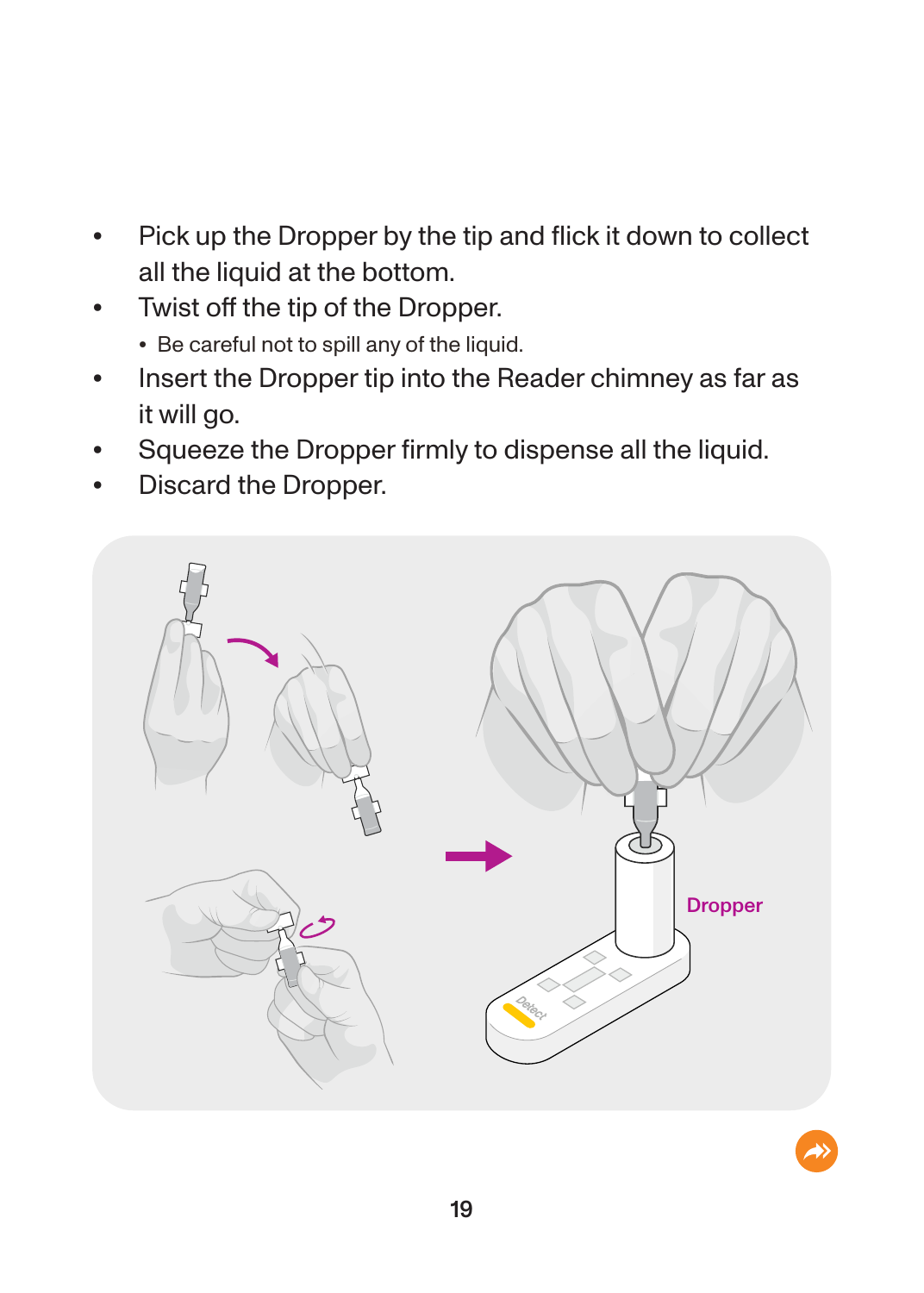- Pick up the Dropper by the tip and flick it down to collect all the liquid at the bottom.
- Twist off the tip of the Dropper.
  - Be careful not to spill any of the liquid.
- Insert the Dropper tip into the Reader chimney as far as it will go.
- Squeeze the Dropper firmly to dispense all the liquid.
- Discard the Dropper.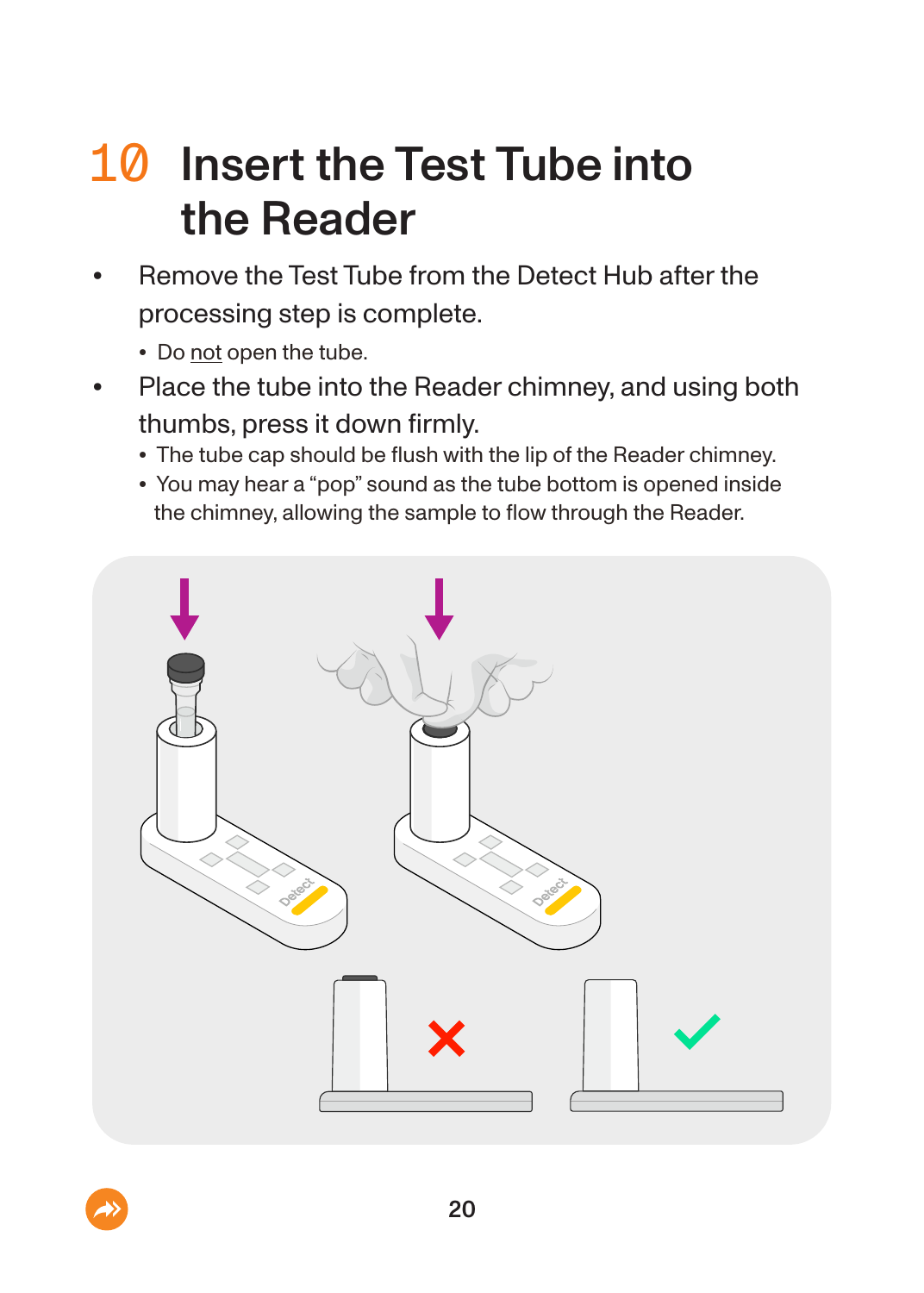# 10 Insert the Test Tube into the Reader

- Remove the Test Tube from the Detect Hub after the processing step is complete.
  - Do <u>not</u> open the tube.
- Place the tube into the Reader chimney, and using both thumbs, press it down firmly.
  - The tube cap should be flush with the lip of the Reader chimney.
  - You may hear a “pop” sound as the tube bottom is opened inside the chimney, allowing the sample to flow through the Reader.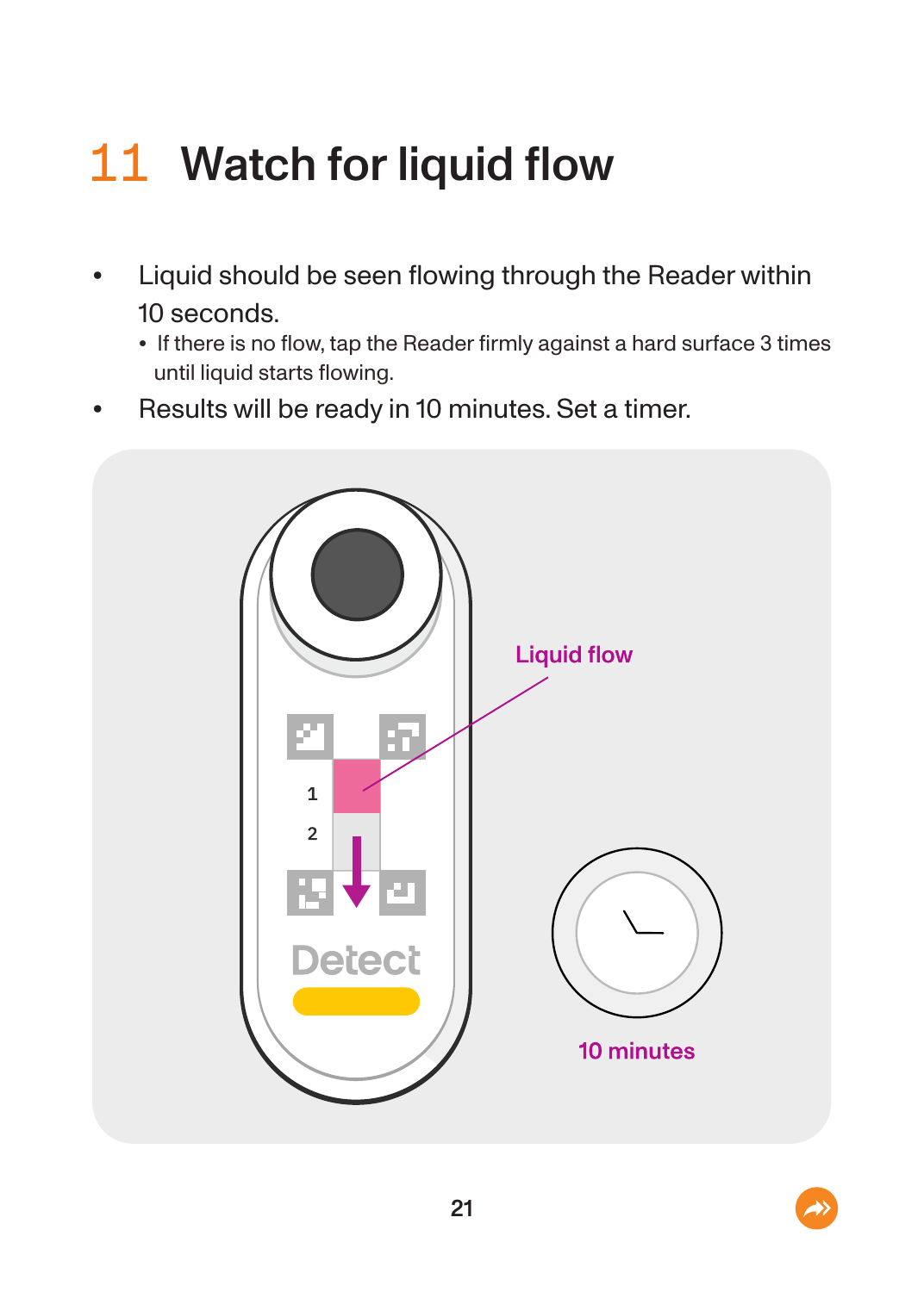# 11 Watch for liquid flow

- Liquid should be seen flowing through the Reader within 10 seconds.
  - If there is no flow, tap the Reader firmly against a hard surface 3 times until liquid starts flowing.
- Results will be ready in 10 minutes. Set a timer.

Liquid flow

10 minutes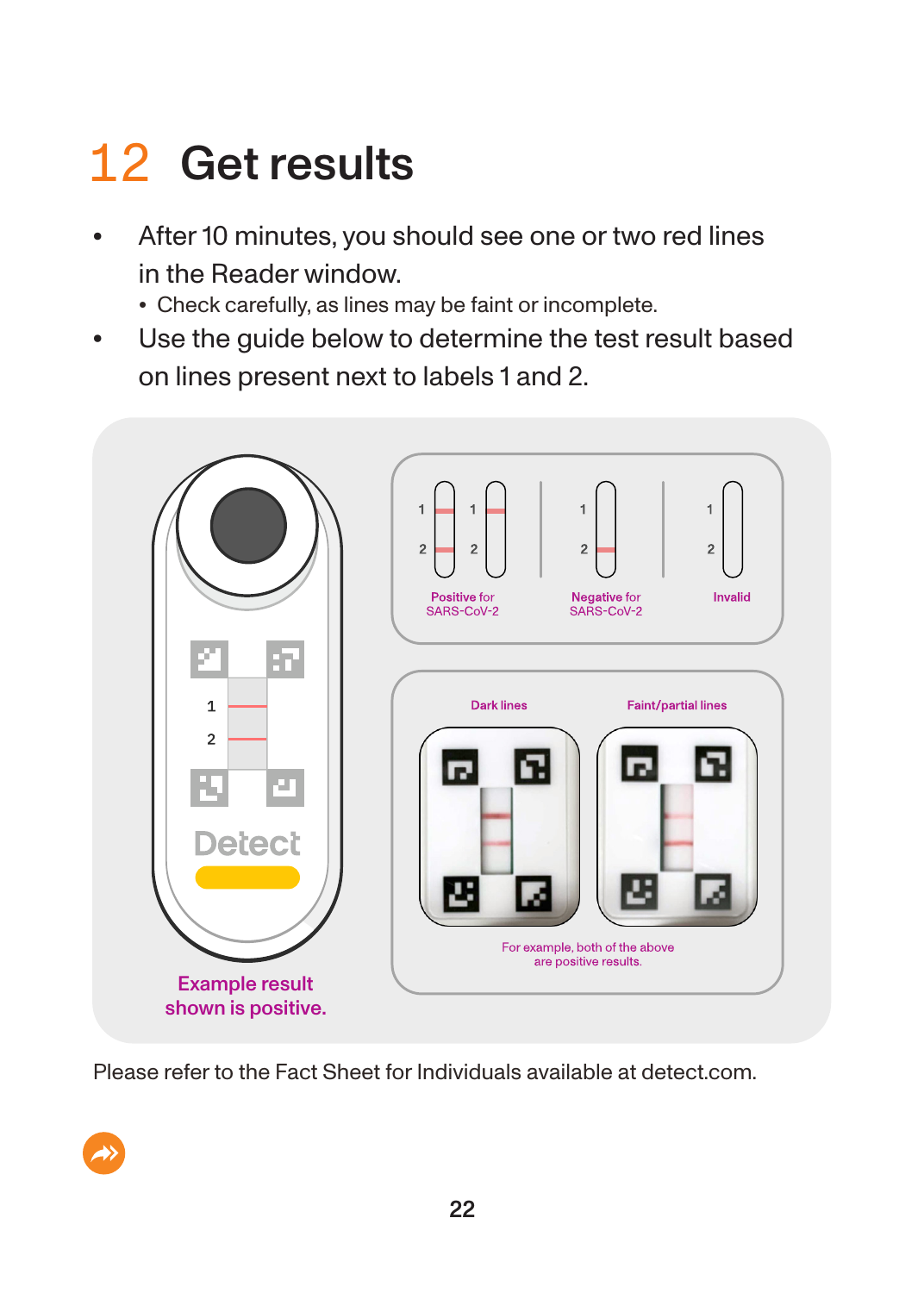# 12 Get results

- After 10 minutes, you should see one or two red lines in the Reader window.
  - Check carefully, as lines may be faint or incomplete.
- Use the guide below to determine the test result based on lines present next to labels 1 and 2.

Positive for SARS-CoV-2

Negative for SARS-CoV-2

Invalid

Dark lines

Faint/partial lines

For example, both of the above are positive results.

Example result shown is positive.

Please refer to the Fact Sheet for Individuals available at detect.com.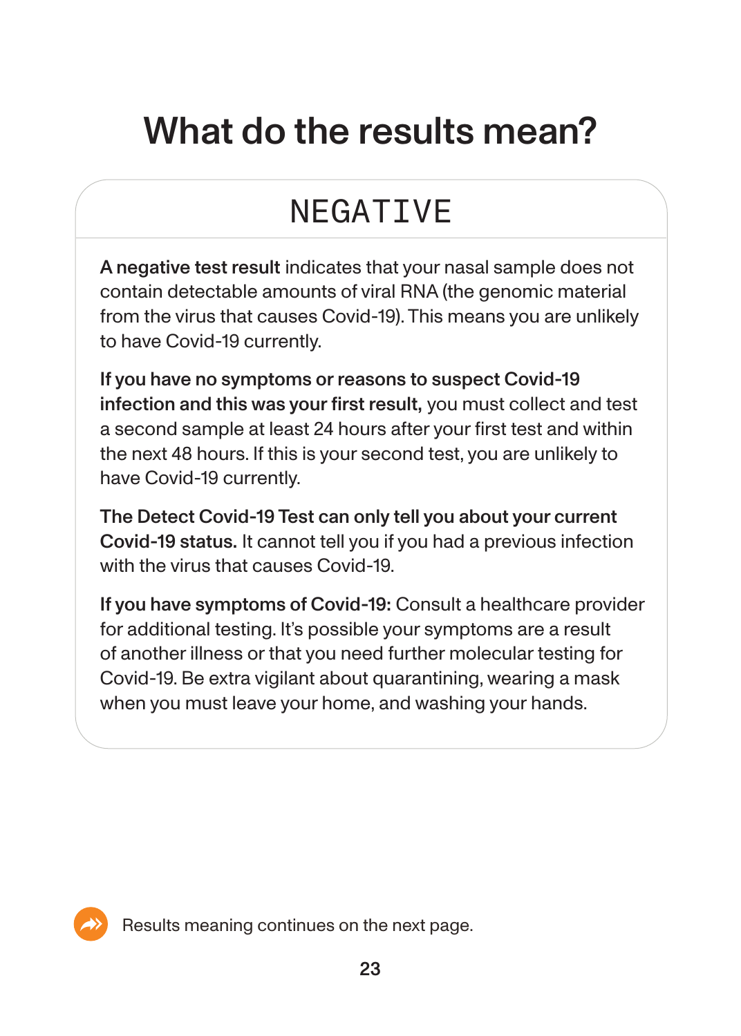# What do the results mean?

## NEGATIVE

**A negative test result** indicates that your nasal sample does not contain detectable amounts of viral RNA (the genomic material from the virus that causes Covid-19). This means you are unlikely to have Covid-19 currently.

**If you have no symptoms or reasons to suspect Covid-19 infection and this was your first result,** you must collect and test a second sample at least 24 hours after your first test and within the next 48 hours. If this is your second test, you are unlikely to have Covid-19 currently.

**The Detect Covid-19 Test can only tell you about your current Covid-19 status.** It cannot tell you if you had a previous infection with the virus that causes Covid-19.

**If you have symptoms of Covid-19:** Consult a healthcare provider for additional testing. It's possible your symptoms are a result of another illness or that you need further molecular testing for Covid-19. Be extra vigilant about quarantining, wearing a mask when you must leave your home, and washing your hands.

Results meaning continues on the next page.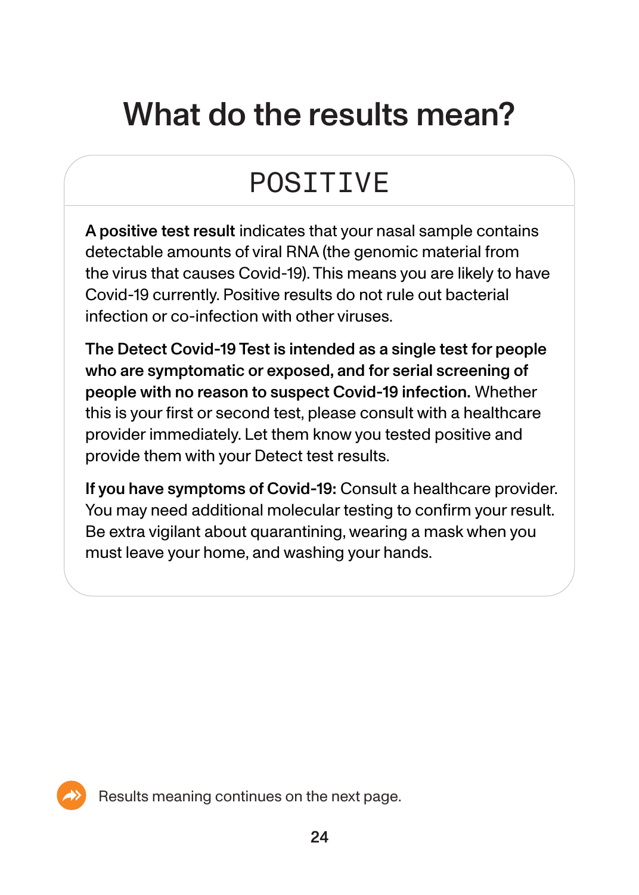# What do the results mean?

## POSITIVE

**A positive test result** indicates that your nasal sample contains detectable amounts of viral RNA (the genomic material from the virus that causes Covid-19). This means you are likely to have Covid-19 currently. Positive results do not rule out bacterial infection or co-infection with other viruses.

**The Detect Covid-19 Test is intended as a single test for people who are symptomatic or exposed, and for serial screening of people with no reason to suspect Covid-19 infection.** Whether this is your first or second test, please consult with a healthcare provider immediately. Let them know you tested positive and provide them with your Detect test results.

**If you have symptoms of Covid-19:** Consult a healthcare provider. You may need additional molecular testing to confirm your result. Be extra vigilant about quarantining, wearing a mask when you must leave your home, and washing your hands.

Results meaning continues on the next page.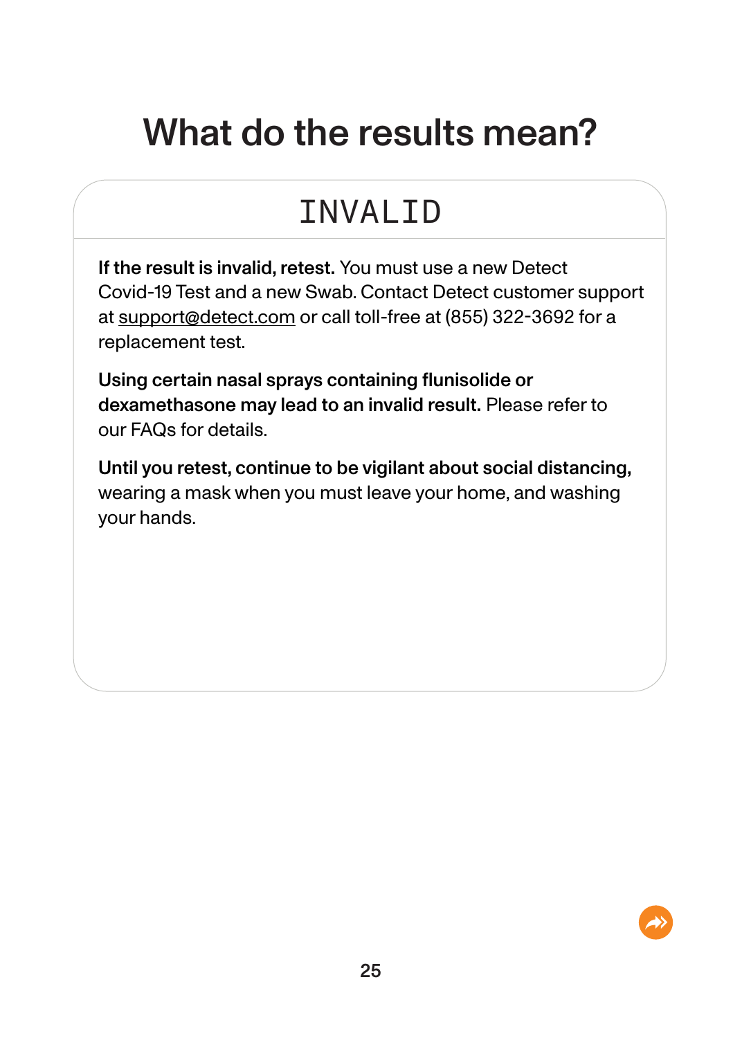# What do the results mean?

## INVALID

**If the result is invalid, retest.** You must use a new Detect Covid-19 Test and a new Swab. Contact Detect customer support at support@detect.com or call toll-free at (855) 322-3692 for a replacement test.

**Using certain nasal sprays containing flunisolide or dexamethasone may lead to an invalid result.** Please refer to our FAQs for details.

**Until you retest, continue to be vigilant about social distancing,** wearing a mask when you must leave your home, and washing your hands.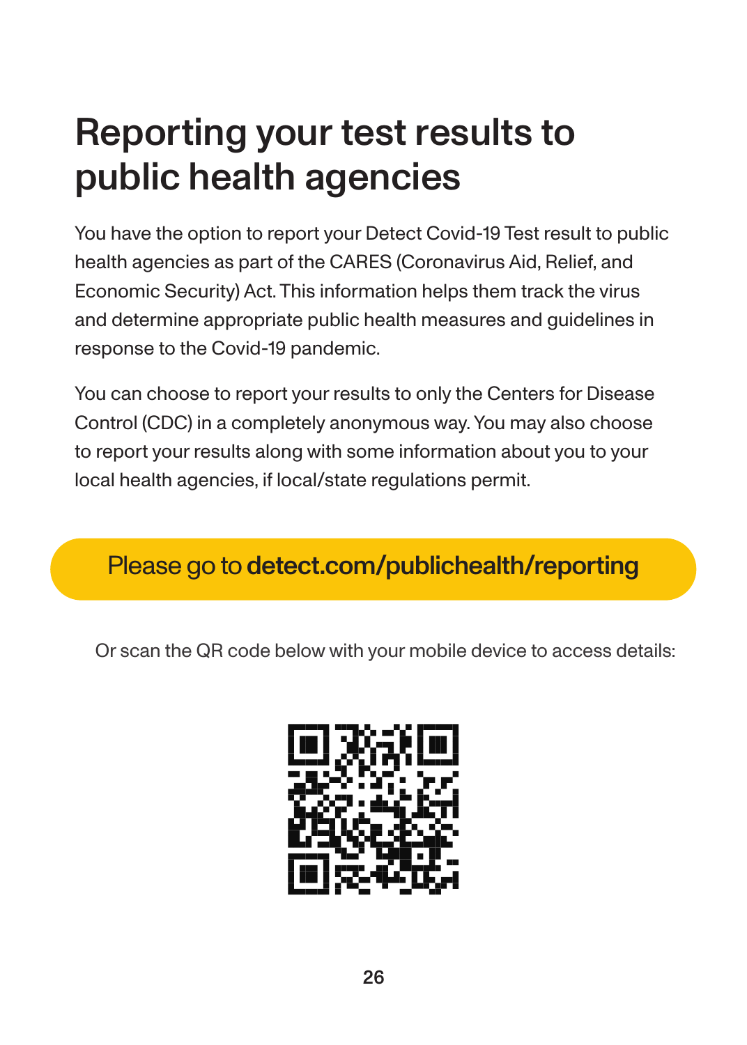# Reporting your test results to public health agencies

You have the option to report your Detect Covid-19 Test result to public health agencies as part of the CARES (Coronavirus Aid, Relief, and Economic Security) Act. This information helps them track the virus and determine appropriate public health measures and guidelines in response to the Covid-19 pandemic.

You can choose to report your results to only the Centers for Disease Control (CDC) in a completely anonymous way. You may also choose to report your results along with some information about you to your local health agencies, if local/state regulations permit.

Please go to **detect.com/publichealth/reporting**

Or scan the QR code below with your mobile device to access details: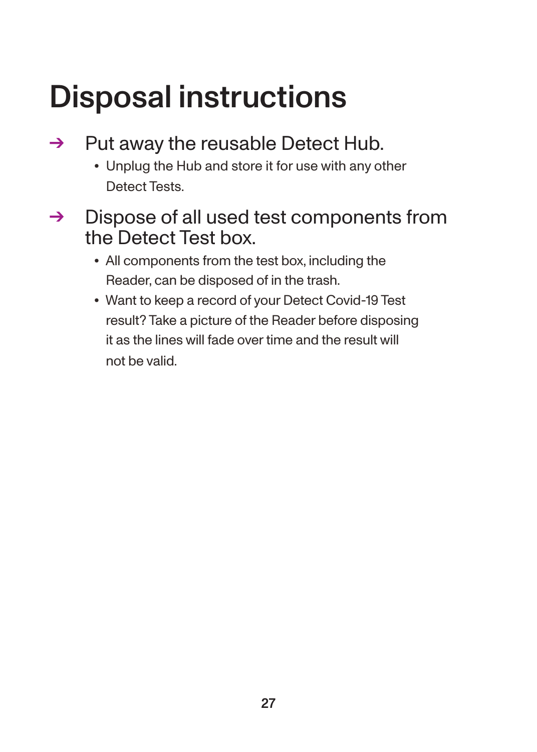# Disposal instructions

→ Put away the reusable Detect Hub.

- Unplug the Hub and store it for use with any other Detect Tests.

→ Dispose of all used test components from the Detect Test box.

- All components from the test box, including the Reader, can be disposed of in the trash.
- Want to keep a record of your Detect Covid-19 Test result? Take a picture of the Reader before disposing it as the lines will fade over time and the result will not be valid.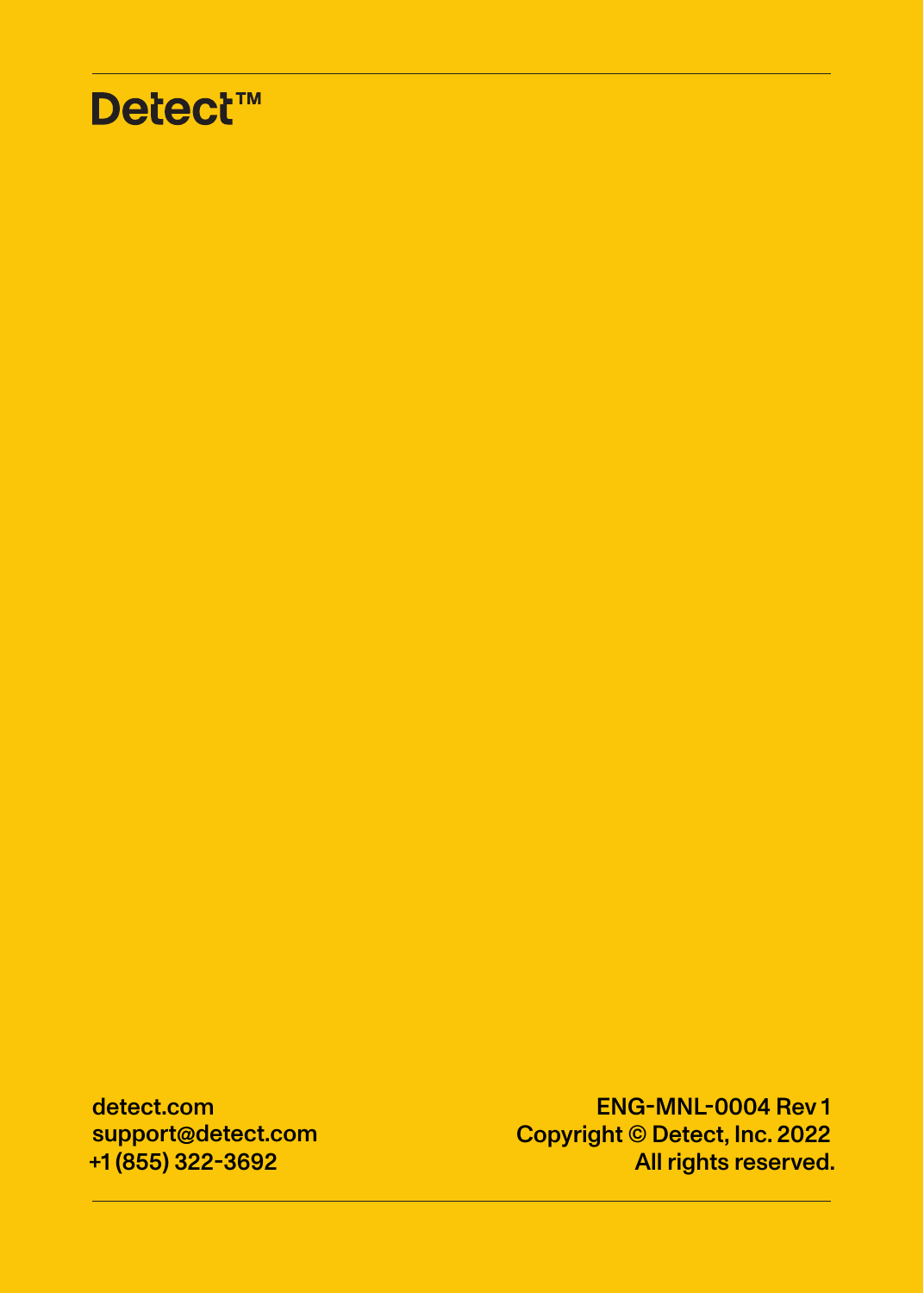# Detect™

detect.com
support@detect.com
+1 (855) 322-3692

ENG-MNL-0004 Rev 1
Copyright © Detect, Inc. 2022
All rights reserved.